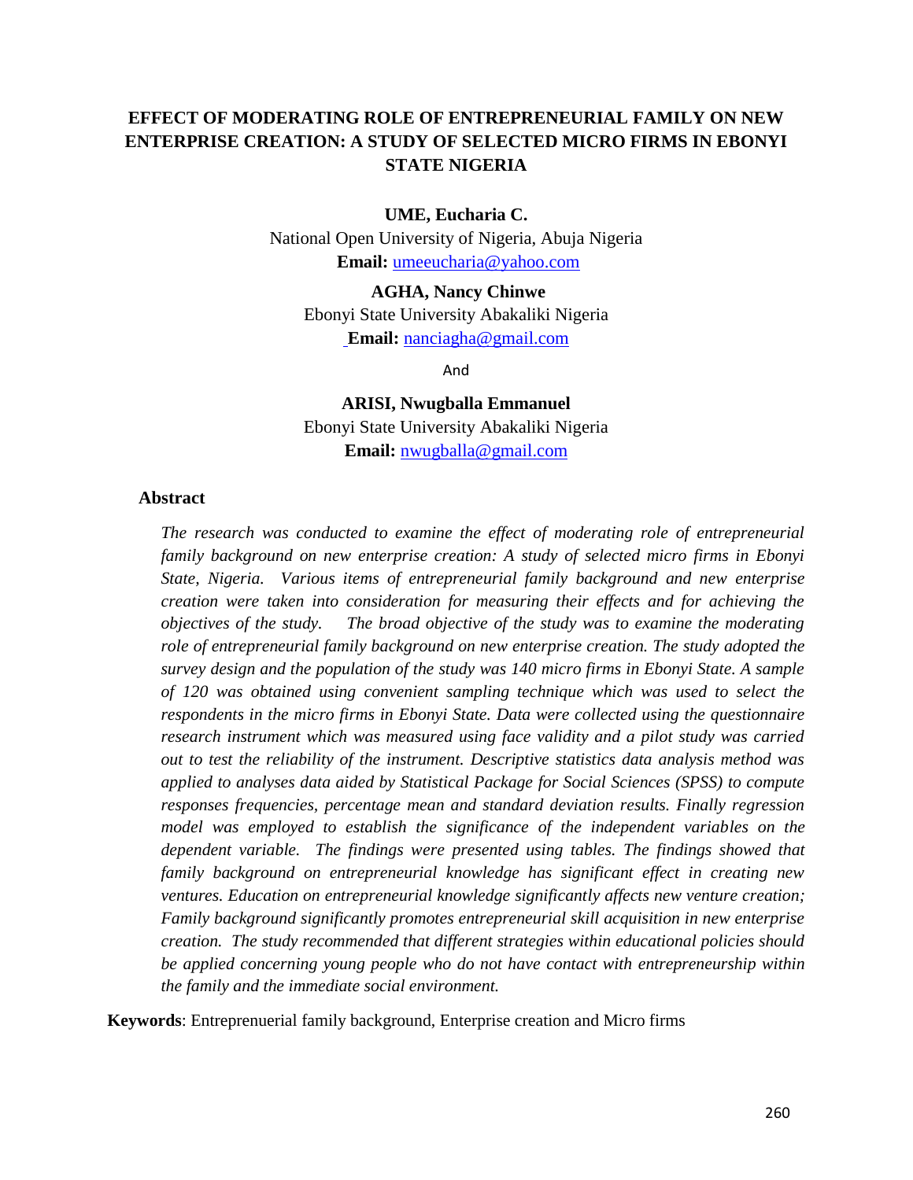# EFFECT OF MODERATING ROLE OF ENTREPRENEURIAL FAMILY ON NEW ENTERPRISE CREATION: A STUDY OF SELECTED MICRO FIRMS IN EBONYI STATE NIGERIA

**UME, Eucharia C.**
National Open University of Nigeria, Abuja Nigeria
**Email:** umeeucharia@yahoo.com

**AGHA, Nancy Chinwe**
Ebonyi State University Abakaliki Nigeria
**Email:** nanciagha@gmail.com

And

**ARISI, Nwugballa Emmanuel**
Ebonyi State University Abakaliki Nigeria
**Email:** nwugballa@gmail.com

## Abstract

*The research was conducted to examine the effect of moderating role of entrepreneurial family background on new enterprise creation: A study of selected micro firms in Ebonyi State, Nigeria. Various items of entrepreneurial family background and new enterprise creation were taken into consideration for measuring their effects and for achieving the objectives of the study. The broad objective of the study was to examine the moderating role of entrepreneurial family background on new enterprise creation. The study adopted the survey design and the population of the study was 140 micro firms in Ebonyi State. A sample of 120 was obtained using convenient sampling technique which was used to select the respondents in the micro firms in Ebonyi State. Data were collected using the questionnaire research instrument which was measured using face validity and a pilot study was carried out to test the reliability of the instrument. Descriptive statistics data analysis method was applied to analyses data aided by Statistical Package for Social Sciences (SPSS) to compute responses frequencies, percentage mean and standard deviation results. Finally regression model was employed to establish the significance of the independent variables on the dependent variable. The findings were presented using tables. The findings showed that family background on entrepreneurial knowledge has significant effect in creating new ventures. Education on entrepreneurial knowledge significantly affects new venture creation; Family background significantly promotes entrepreneurial skill acquisition in new enterprise creation. The study recommended that different strategies within educational policies should be applied concerning young people who do not have contact with entrepreneurship within the family and the immediate social environment.*

**Keywords**: Entreprenuerial family background, Enterprise creation and Micro firms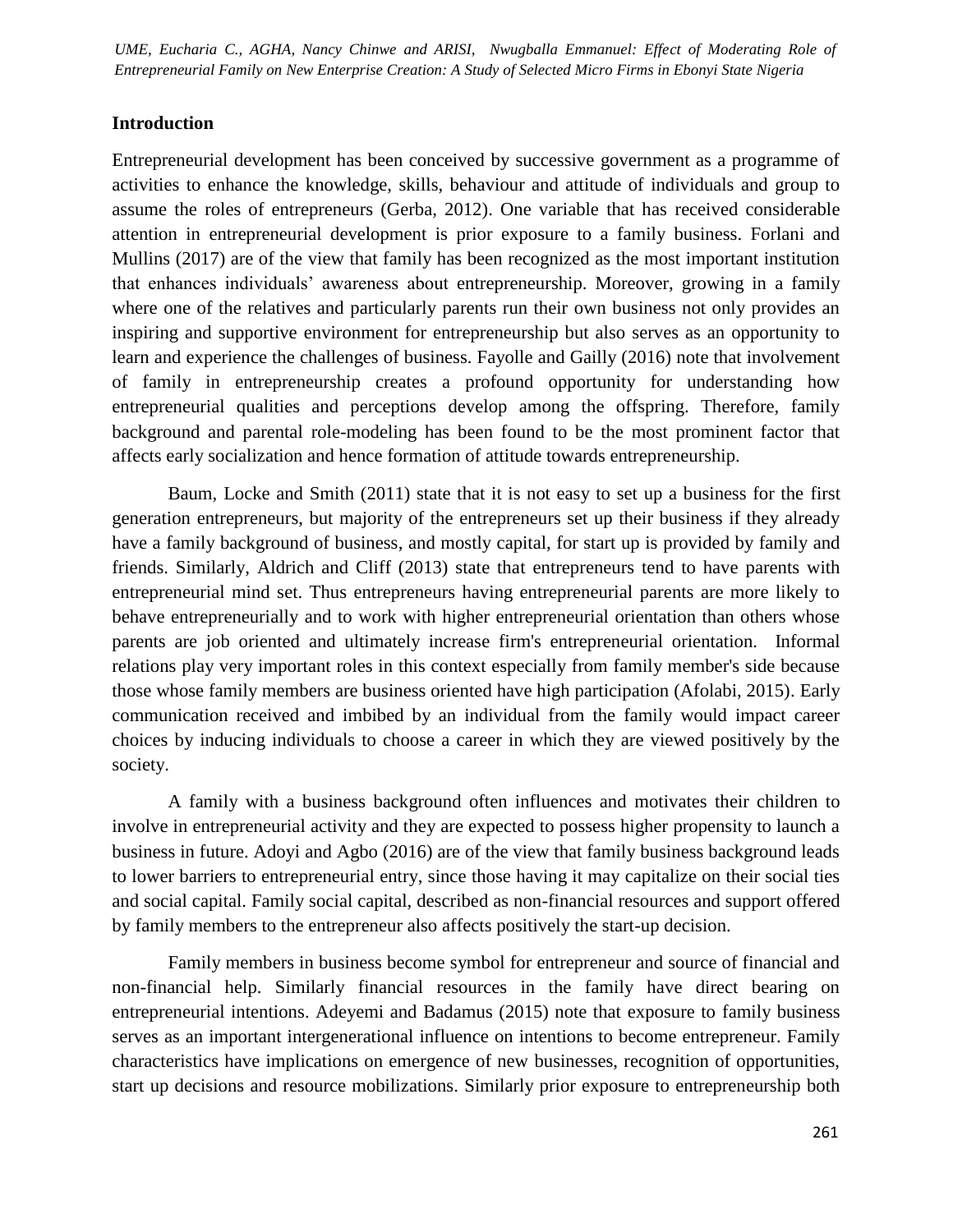## Introduction

Entrepreneurial development has been conceived by successive government as a programme of activities to enhance the knowledge, skills, behaviour and attitude of individuals and group to assume the roles of entrepreneurs (Gerba, 2012). One variable that has received considerable attention in entrepreneurial development is prior exposure to a family business. Forlani and Mullins (2017) are of the view that family has been recognized as the most important institution that enhances individuals' awareness about entrepreneurship. Moreover, growing in a family where one of the relatives and particularly parents run their own business not only provides an inspiring and supportive environment for entrepreneurship but also serves as an opportunity to learn and experience the challenges of business. Fayolle and Gailly (2016) note that involvement of family in entrepreneurship creates a profound opportunity for understanding how entrepreneurial qualities and perceptions develop among the offspring. Therefore, family background and parental role-modeling has been found to be the most prominent factor that affects early socialization and hence formation of attitude towards entrepreneurship.

Baum, Locke and Smith (2011) state that it is not easy to set up a business for the first generation entrepreneurs, but majority of the entrepreneurs set up their business if they already have a family background of business, and mostly capital, for start up is provided by family and friends. Similarly, Aldrich and Cliff (2013) state that entrepreneurs tend to have parents with entrepreneurial mind set. Thus entrepreneurs having entrepreneurial parents are more likely to behave entrepreneurially and to work with higher entrepreneurial orientation than others whose parents are job oriented and ultimately increase firm's entrepreneurial orientation. Informal relations play very important roles in this context especially from family member's side because those whose family members are business oriented have high participation (Afolabi, 2015). Early communication received and imbibed by an individual from the family would impact career choices by inducing individuals to choose a career in which they are viewed positively by the society.

A family with a business background often influences and motivates their children to involve in entrepreneurial activity and they are expected to possess higher propensity to launch a business in future. Adoyi and Agbo (2016) are of the view that family business background leads to lower barriers to entrepreneurial entry, since those having it may capitalize on their social ties and social capital. Family social capital, described as non-financial resources and support offered by family members to the entrepreneur also affects positively the start-up decision.

Family members in business become symbol for entrepreneur and source of financial and non-financial help. Similarly financial resources in the family have direct bearing on entrepreneurial intentions. Adeyemi and Badamus (2015) note that exposure to family business serves as an important intergenerational influence on intentions to become entrepreneur. Family characteristics have implications on emergence of new businesses, recognition of opportunities, start up decisions and resource mobilizations. Similarly prior exposure to entrepreneurship both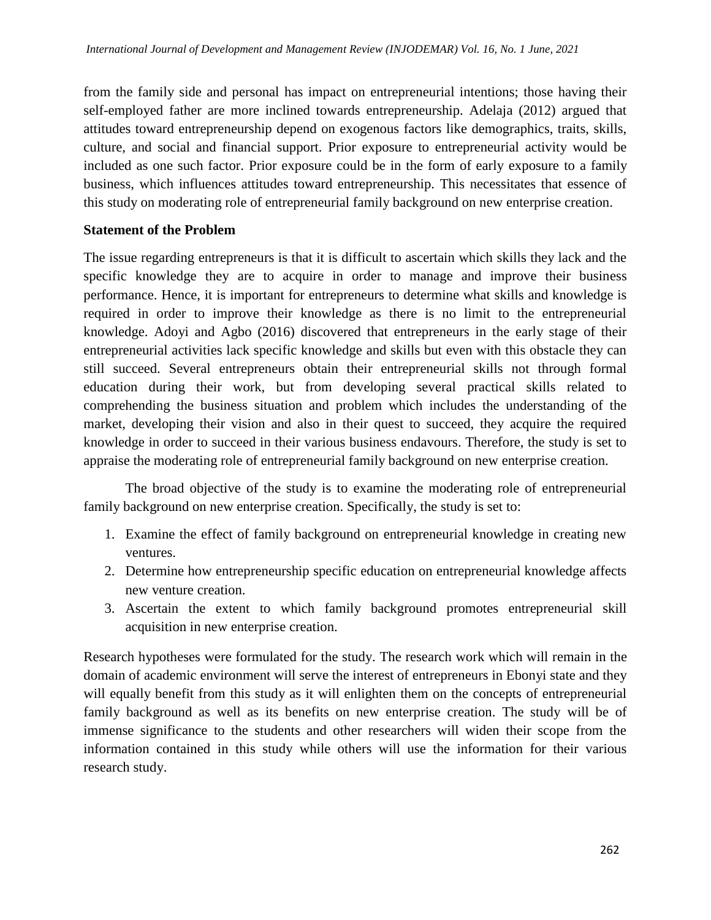from the family side and personal has impact on entrepreneurial intentions; those having their self-employed father are more inclined towards entrepreneurship. Adelaja (2012) argued that attitudes toward entrepreneurship depend on exogenous factors like demographics, traits, skills, culture, and social and financial support. Prior exposure to entrepreneurial activity would be included as one such factor. Prior exposure could be in the form of early exposure to a family business, which influences attitudes toward entrepreneurship. This necessitates that essence of this study on moderating role of entrepreneurial family background on new enterprise creation.

**Statement of the Problem**

The issue regarding entrepreneurs is that it is difficult to ascertain which skills they lack and the specific knowledge they are to acquire in order to manage and improve their business performance. Hence, it is important for entrepreneurs to determine what skills and knowledge is required in order to improve their knowledge as there is no limit to the entrepreneurial knowledge. Adoyi and Agbo (2016) discovered that entrepreneurs in the early stage of their entrepreneurial activities lack specific knowledge and skills but even with this obstacle they can still succeed. Several entrepreneurs obtain their entrepreneurial skills not through formal education during their work, but from developing several practical skills related to comprehending the business situation and problem which includes the understanding of the market, developing their vision and also in their quest to succeed, they acquire the required knowledge in order to succeed in their various business endavours. Therefore, the study is set to appraise the moderating role of entrepreneurial family background on new enterprise creation.

The broad objective of the study is to examine the moderating role of entrepreneurial family background on new enterprise creation. Specifically, the study is set to:

1. Examine the effect of family background on entrepreneurial knowledge in creating new ventures.
2. Determine how entrepreneurship specific education on entrepreneurial knowledge affects new venture creation.
3. Ascertain the extent to which family background promotes entrepreneurial skill acquisition in new enterprise creation.

Research hypotheses were formulated for the study. The research work which will remain in the domain of academic environment will serve the interest of entrepreneurs in Ebonyi state and they will equally benefit from this study as it will enlighten them on the concepts of entrepreneurial family background as well as its benefits on new enterprise creation. The study will be of immense significance to the students and other researchers will widen their scope from the information contained in this study while others will use the information for their various research study.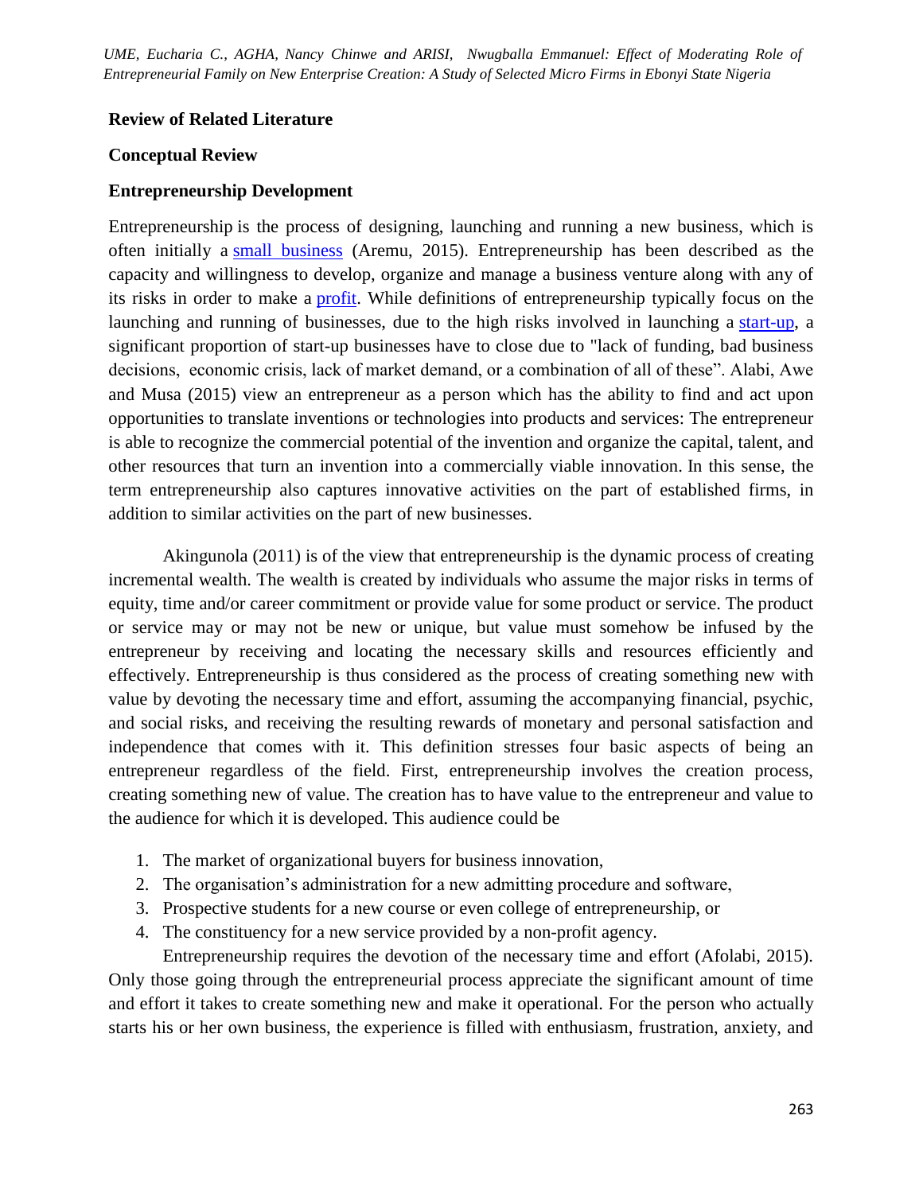## Review of Related Literature

### Conceptual Review

### Entrepreneurship Development

Entrepreneurship is the process of designing, launching and running a new business, which is often initially a small business (Aremu, 2015). Entrepreneurship has been described as the capacity and willingness to develop, organize and manage a business venture along with any of its risks in order to make a profit. While definitions of entrepreneurship typically focus on the launching and running of businesses, due to the high risks involved in launching a start-up, a significant proportion of start-up businesses have to close due to "lack of funding, bad business decisions, economic crisis, lack of market demand, or a combination of all of these". Alabi, Awe and Musa (2015) view an entrepreneur as a person which has the ability to find and act upon opportunities to translate inventions or technologies into products and services: The entrepreneur is able to recognize the commercial potential of the invention and organize the capital, talent, and other resources that turn an invention into a commercially viable innovation. In this sense, the term entrepreneurship also captures innovative activities on the part of established firms, in addition to similar activities on the part of new businesses.

Akingunola (2011) is of the view that entrepreneurship is the dynamic process of creating incremental wealth. The wealth is created by individuals who assume the major risks in terms of equity, time and/or career commitment or provide value for some product or service. The product or service may or may not be new or unique, but value must somehow be infused by the entrepreneur by receiving and locating the necessary skills and resources efficiently and effectively. Entrepreneurship is thus considered as the process of creating something new with value by devoting the necessary time and effort, assuming the accompanying financial, psychic, and social risks, and receiving the resulting rewards of monetary and personal satisfaction and independence that comes with it. This definition stresses four basic aspects of being an entrepreneur regardless of the field. First, entrepreneurship involves the creation process, creating something new of value. The creation has to have value to the entrepreneur and value to the audience for which it is developed. This audience could be

1. The market of organizational buyers for business innovation,
2. The organisation's administration for a new admitting procedure and software,
3. Prospective students for a new course or even college of entrepreneurship, or
4. The constituency for a new service provided by a non-profit agency.

Entrepreneurship requires the devotion of the necessary time and effort (Afolabi, 2015). Only those going through the entrepreneurial process appreciate the significant amount of time and effort it takes to create something new and make it operational. For the person who actually starts his or her own business, the experience is filled with enthusiasm, frustration, anxiety, and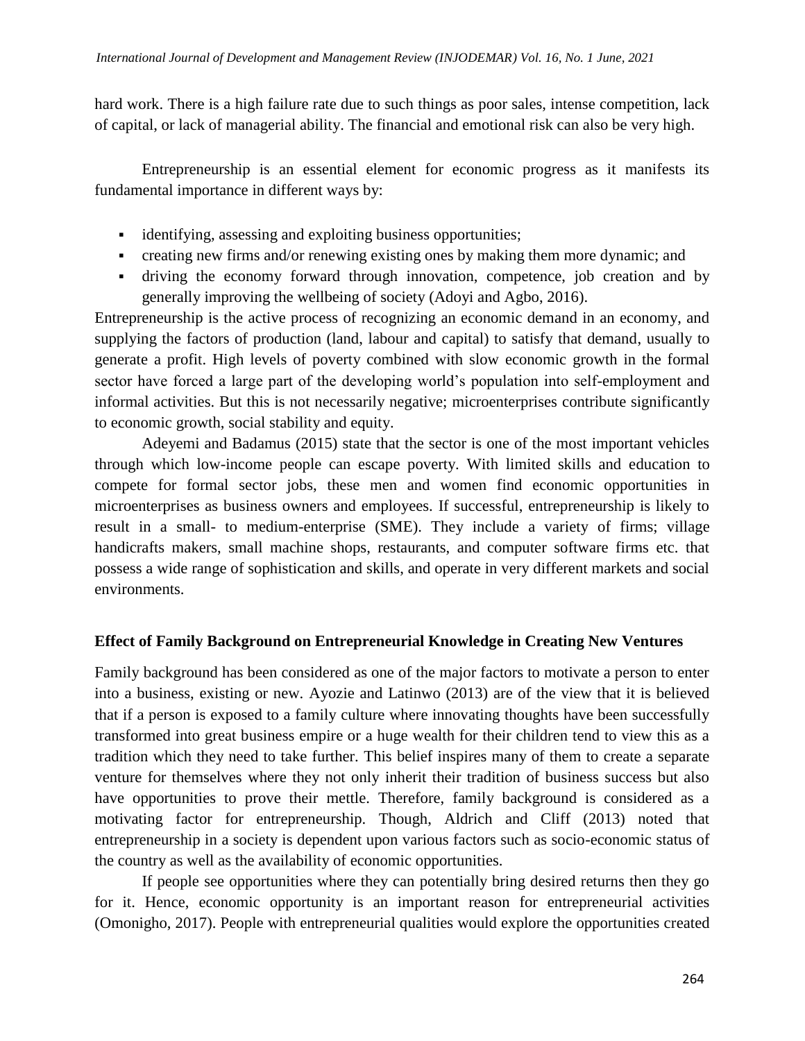hard work. There is a high failure rate due to such things as poor sales, intense competition, lack of capital, or lack of managerial ability. The financial and emotional risk can also be very high.

Entrepreneurship is an essential element for economic progress as it manifests its fundamental importance in different ways by:

- identifying, assessing and exploiting business opportunities;
- creating new firms and/or renewing existing ones by making them more dynamic; and
- driving the economy forward through innovation, competence, job creation and by generally improving the wellbeing of society (Adoyi and Agbo, 2016).

Entrepreneurship is the active process of recognizing an economic demand in an economy, and supplying the factors of production (land, labour and capital) to satisfy that demand, usually to generate a profit. High levels of poverty combined with slow economic growth in the formal sector have forced a large part of the developing world's population into self-employment and informal activities. But this is not necessarily negative; microenterprises contribute significantly to economic growth, social stability and equity.

Adeyemi and Badamus (2015) state that the sector is one of the most important vehicles through which low-income people can escape poverty. With limited skills and education to compete for formal sector jobs, these men and women find economic opportunities in microenterprises as business owners and employees. If successful, entrepreneurship is likely to result in a small- to medium-enterprise (SME). They include a variety of firms; village handicrafts makers, small machine shops, restaurants, and computer software firms etc. that possess a wide range of sophistication and skills, and operate in very different markets and social environments.

## Effect of Family Background on Entrepreneurial Knowledge in Creating New Ventures

Family background has been considered as one of the major factors to motivate a person to enter into a business, existing or new. Ayozie and Latinwo (2013) are of the view that it is believed that if a person is exposed to a family culture where innovating thoughts have been successfully transformed into great business empire or a huge wealth for their children tend to view this as a tradition which they need to take further. This belief inspires many of them to create a separate venture for themselves where they not only inherit their tradition of business success but also have opportunities to prove their mettle. Therefore, family background is considered as a motivating factor for entrepreneurship. Though, Aldrich and Cliff (2013) noted that entrepreneurship in a society is dependent upon various factors such as socio-economic status of the country as well as the availability of economic opportunities.

If people see opportunities where they can potentially bring desired returns then they go for it. Hence, economic opportunity is an important reason for entrepreneurial activities (Omonigho, 2017). People with entrepreneurial qualities would explore the opportunities created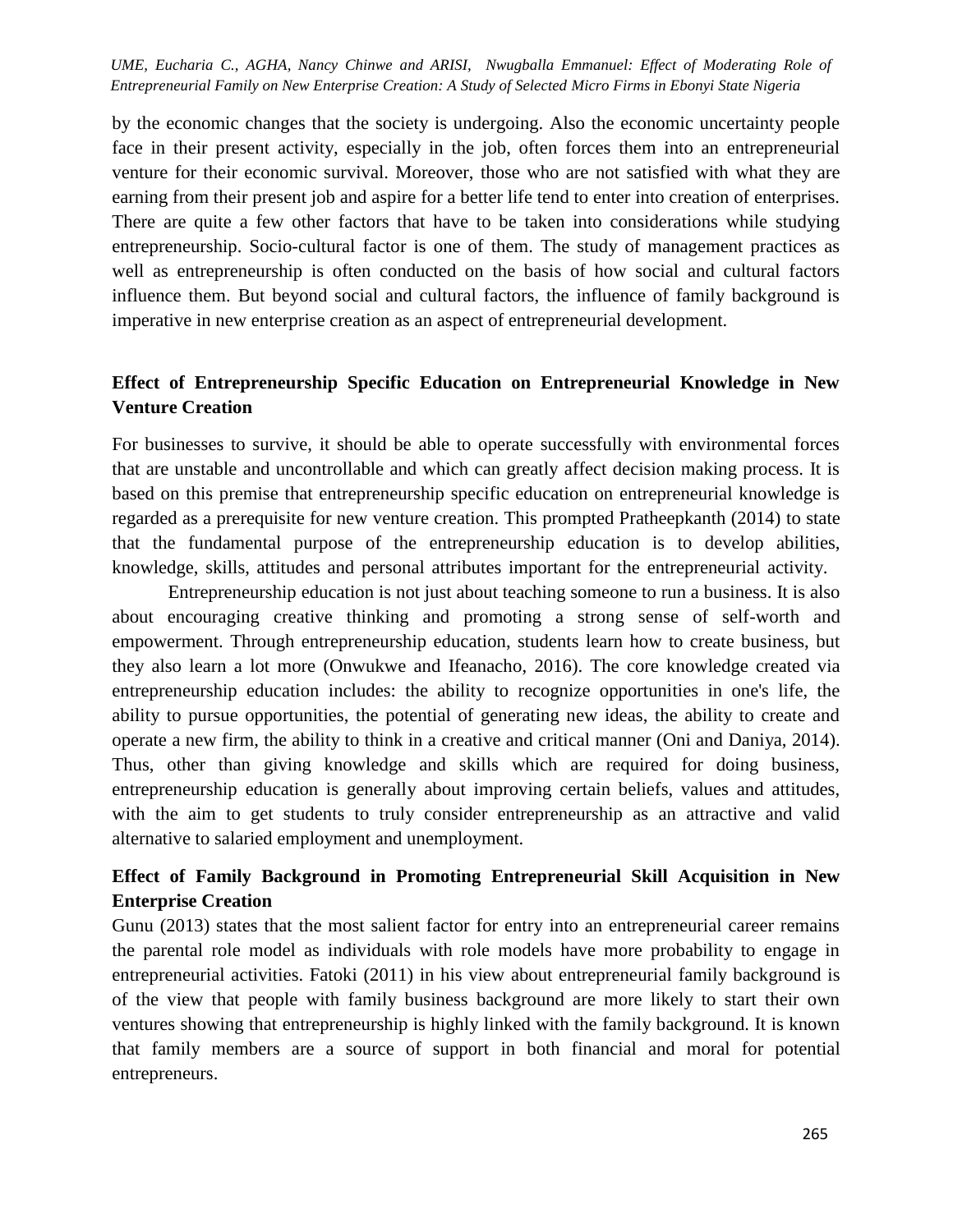by the economic changes that the society is undergoing. Also the economic uncertainty people face in their present activity, especially in the job, often forces them into an entrepreneurial venture for their economic survival. Moreover, those who are not satisfied with what they are earning from their present job and aspire for a better life tend to enter into creation of enterprises. There are quite a few other factors that have to be taken into considerations while studying entrepreneurship. Socio-cultural factor is one of them. The study of management practices as well as entrepreneurship is often conducted on the basis of how social and cultural factors influence them. But beyond social and cultural factors, the influence of family background is imperative in new enterprise creation as an aspect of entrepreneurial development.

## Effect of Entrepreneurship Specific Education on Entrepreneurial Knowledge in New Venture Creation

For businesses to survive, it should be able to operate successfully with environmental forces that are unstable and uncontrollable and which can greatly affect decision making process. It is based on this premise that entrepreneurship specific education on entrepreneurial knowledge is regarded as a prerequisite for new venture creation. This prompted Pratheepkanth (2014) to state that the fundamental purpose of the entrepreneurship education is to develop abilities, knowledge, skills, attitudes and personal attributes important for the entrepreneurial activity.

Entrepreneurship education is not just about teaching someone to run a business. It is also about encouraging creative thinking and promoting a strong sense of self-worth and empowerment. Through entrepreneurship education, students learn how to create business, but they also learn a lot more (Onwukwe and Ifeanacho, 2016). The core knowledge created via entrepreneurship education includes: the ability to recognize opportunities in one's life, the ability to pursue opportunities, the potential of generating new ideas, the ability to create and operate a new firm, the ability to think in a creative and critical manner (Oni and Daniya, 2014). Thus, other than giving knowledge and skills which are required for doing business, entrepreneurship education is generally about improving certain beliefs, values and attitudes, with the aim to get students to truly consider entrepreneurship as an attractive and valid alternative to salaried employment and unemployment.

## Effect of Family Background in Promoting Entrepreneurial Skill Acquisition in New Enterprise Creation

Gunu (2013) states that the most salient factor for entry into an entrepreneurial career remains the parental role model as individuals with role models have more probability to engage in entrepreneurial activities. Fatoki (2011) in his view about entrepreneurial family background is of the view that people with family business background are more likely to start their own ventures showing that entrepreneurship is highly linked with the family background. It is known that family members are a source of support in both financial and moral for potential entrepreneurs.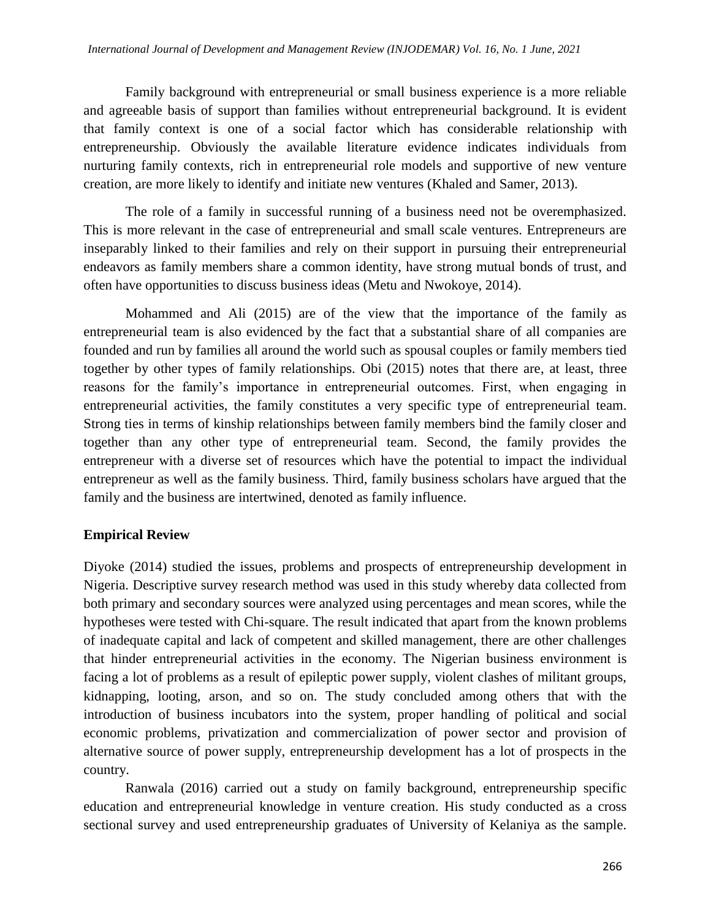Family background with entrepreneurial or small business experience is a more reliable and agreeable basis of support than families without entrepreneurial background. It is evident that family context is one of a social factor which has considerable relationship with entrepreneurship. Obviously the available literature evidence indicates individuals from nurturing family contexts, rich in entrepreneurial role models and supportive of new venture creation, are more likely to identify and initiate new ventures (Khaled and Samer, 2013).

The role of a family in successful running of a business need not be overemphasized. This is more relevant in the case of entrepreneurial and small scale ventures. Entrepreneurs are inseparably linked to their families and rely on their support in pursuing their entrepreneurial endeavors as family members share a common identity, have strong mutual bonds of trust, and often have opportunities to discuss business ideas (Metu and Nwokoye, 2014).

Mohammed and Ali (2015) are of the view that the importance of the family as entrepreneurial team is also evidenced by the fact that a substantial share of all companies are founded and run by families all around the world such as spousal couples or family members tied together by other types of family relationships. Obi (2015) notes that there are, at least, three reasons for the family's importance in entrepreneurial outcomes. First, when engaging in entrepreneurial activities, the family constitutes a very specific type of entrepreneurial team. Strong ties in terms of kinship relationships between family members bind the family closer and together than any other type of entrepreneurial team. Second, the family provides the entrepreneur with a diverse set of resources which have the potential to impact the individual entrepreneur as well as the family business. Third, family business scholars have argued that the family and the business are intertwined, denoted as family influence.

## Empirical Review

Diyoke (2014) studied the issues, problems and prospects of entrepreneurship development in Nigeria. Descriptive survey research method was used in this study whereby data collected from both primary and secondary sources were analyzed using percentages and mean scores, while the hypotheses were tested with Chi-square. The result indicated that apart from the known problems of inadequate capital and lack of competent and skilled management, there are other challenges that hinder entrepreneurial activities in the economy. The Nigerian business environment is facing a lot of problems as a result of epileptic power supply, violent clashes of militant groups, kidnapping, looting, arson, and so on. The study concluded among others that with the introduction of business incubators into the system, proper handling of political and social economic problems, privatization and commercialization of power sector and provision of alternative source of power supply, entrepreneurship development has a lot of prospects in the country.

Ranwala (2016) carried out a study on family background, entrepreneurship specific education and entrepreneurial knowledge in venture creation. His study conducted as a cross sectional survey and used entrepreneurship graduates of University of Kelaniya as the sample.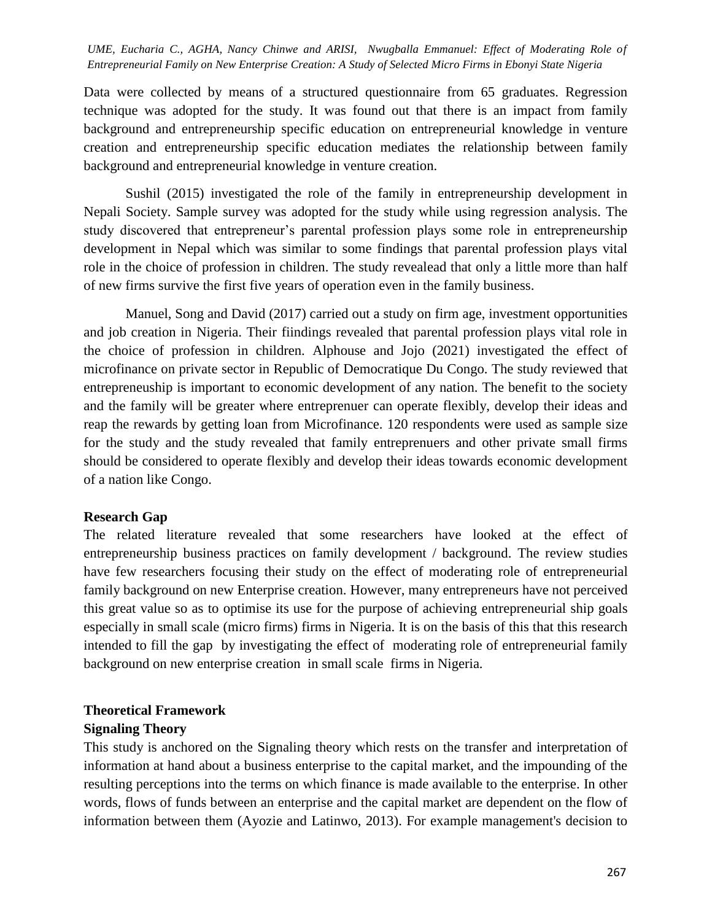Data were collected by means of a structured questionnaire from 65 graduates. Regression technique was adopted for the study. It was found out that there is an impact from family background and entrepreneurship specific education on entrepreneurial knowledge in venture creation and entrepreneurship specific education mediates the relationship between family background and entrepreneurial knowledge in venture creation.

Sushil (2015) investigated the role of the family in entrepreneurship development in Nepali Society. Sample survey was adopted for the study while using regression analysis. The study discovered that entrepreneur's parental profession plays some role in entrepreneurship development in Nepal which was similar to some findings that parental profession plays vital role in the choice of profession in children. The study revealead that only a little more than half of new firms survive the first five years of operation even in the family business.

Manuel, Song and David (2017) carried out a study on firm age, investment opportunities and job creation in Nigeria. Their fiindings revealed that parental profession plays vital role in the choice of profession in children. Alphouse and Jojo (2021) investigated the effect of microfinance on private sector in Republic of Democratique Du Congo. The study reviewed that entrepreneuship is important to economic development of any nation. The benefit to the society and the family will be greater where entreprenuer can operate flexibly, develop their ideas and reap the rewards by getting loan from Microfinance. 120 respondents were used as sample size for the study and the study revealed that family entreprenuers and other private small firms should be considered to operate flexibly and develop their ideas towards economic development of a nation like Congo.

**Research Gap**

The related literature revealed that some researchers have looked at the effect of entrepreneurship business practices on family development / background. The review studies have few researchers focusing their study on the effect of moderating role of entrepreneurial family background on new Enterprise creation. However, many entrepreneurs have not perceived this great value so as to optimise its use for the purpose of achieving entrepreneurial ship goals especially in small scale (micro firms) firms in Nigeria. It is on the basis of this that this research intended to fill the gap by investigating the effect of moderating role of entrepreneurial family background on new enterprise creation in small scale firms in Nigeria.

**Theoretical Framework**

**Signaling Theory**

This study is anchored on the Signaling theory which rests on the transfer and interpretation of information at hand about a business enterprise to the capital market, and the impounding of the resulting perceptions into the terms on which finance is made available to the enterprise. In other words, flows of funds between an enterprise and the capital market are dependent on the flow of information between them (Ayozie and Latinwo, 2013). For example management's decision to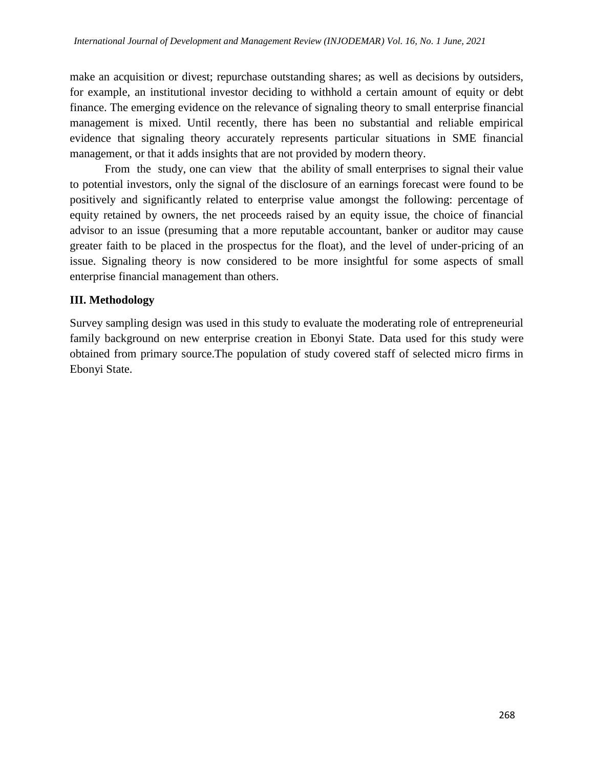make an acquisition or divest; repurchase outstanding shares; as well as decisions by outsiders, for example, an institutional investor deciding to withhold a certain amount of equity or debt finance. The emerging evidence on the relevance of signaling theory to small enterprise financial management is mixed. Until recently, there has been no substantial and reliable empirical evidence that signaling theory accurately represents particular situations in SME financial management, or that it adds insights that are not provided by modern theory.

From the study, one can view that the ability of small enterprises to signal their value to potential investors, only the signal of the disclosure of an earnings forecast were found to be positively and significantly related to enterprise value amongst the following: percentage of equity retained by owners, the net proceeds raised by an equity issue, the choice of financial advisor to an issue (presuming that a more reputable accountant, banker or auditor may cause greater faith to be placed in the prospectus for the float), and the level of under-pricing of an issue. Signaling theory is now considered to be more insightful for some aspects of small enterprise financial management than others.

## III. Methodology

Survey sampling design was used in this study to evaluate the moderating role of entrepreneurial family background on new enterprise creation in Ebonyi State. Data used for this study were obtained from primary source.The population of study covered staff of selected micro firms in Ebonyi State.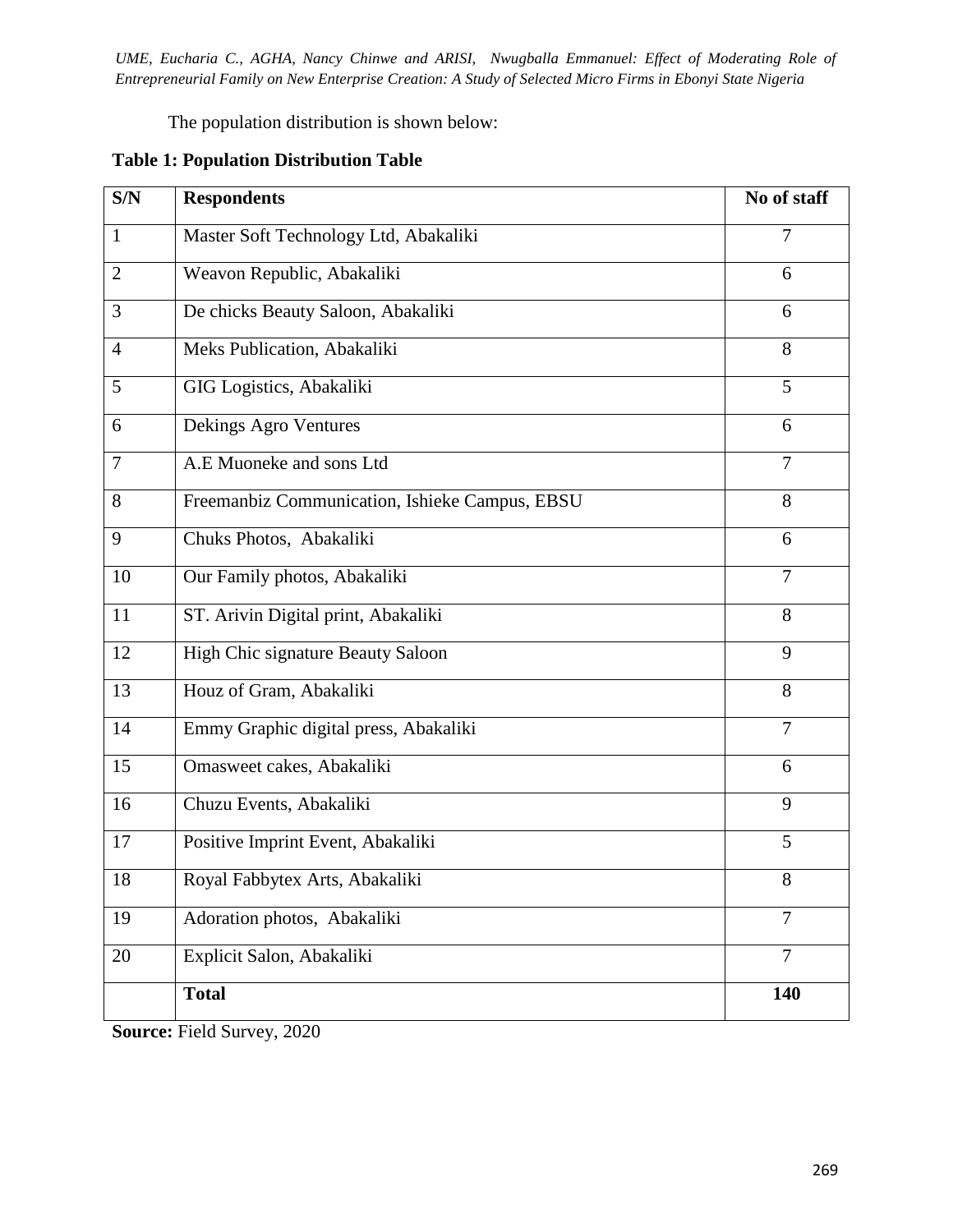The population distribution is shown below:

**Table 1: Population Distribution Table**

| S/N | Respondents | No of staff |
|---|---|---|
| 1 | Master Soft Technology Ltd, Abakaliki | 7 |
| 2 | Weavon Republic, Abakaliki | 6 |
| 3 | De chicks Beauty Saloon, Abakaliki | 6 |
| 4 | Meks Publication, Abakaliki | 8 |
| 5 | GIG Logistics, Abakaliki | 5 |
| 6 | Dekings Agro Ventures | 6 |
| 7 | A.E Muoneke and sons Ltd | 7 |
| 8 | Freemanbiz Communication, Ishieke Campus, EBSU | 8 |
| 9 | Chuks Photos, Abakaliki | 6 |
| 10 | Our Family photos, Abakaliki | 7 |
| 11 | ST. Arivin Digital print, Abakaliki | 8 |
| 12 | High Chic signature Beauty Saloon | 9 |
| 13 | Houz of Gram, Abakaliki | 8 |
| 14 | Emmy Graphic digital press, Abakaliki | 7 |
| 15 | Omasweet cakes, Abakaliki | 6 |
| 16 | Chuzu Events, Abakaliki | 9 |
| 17 | Positive Imprint Event, Abakaliki | 5 |
| 18 | Royal Fabbytex Arts, Abakaliki | 8 |
| 19 | Adoration photos, Abakaliki | 7 |
| 20 | Explicit Salon, Abakaliki | 7 |
| | **Total** | **140** |

**Source:** Field Survey, 2020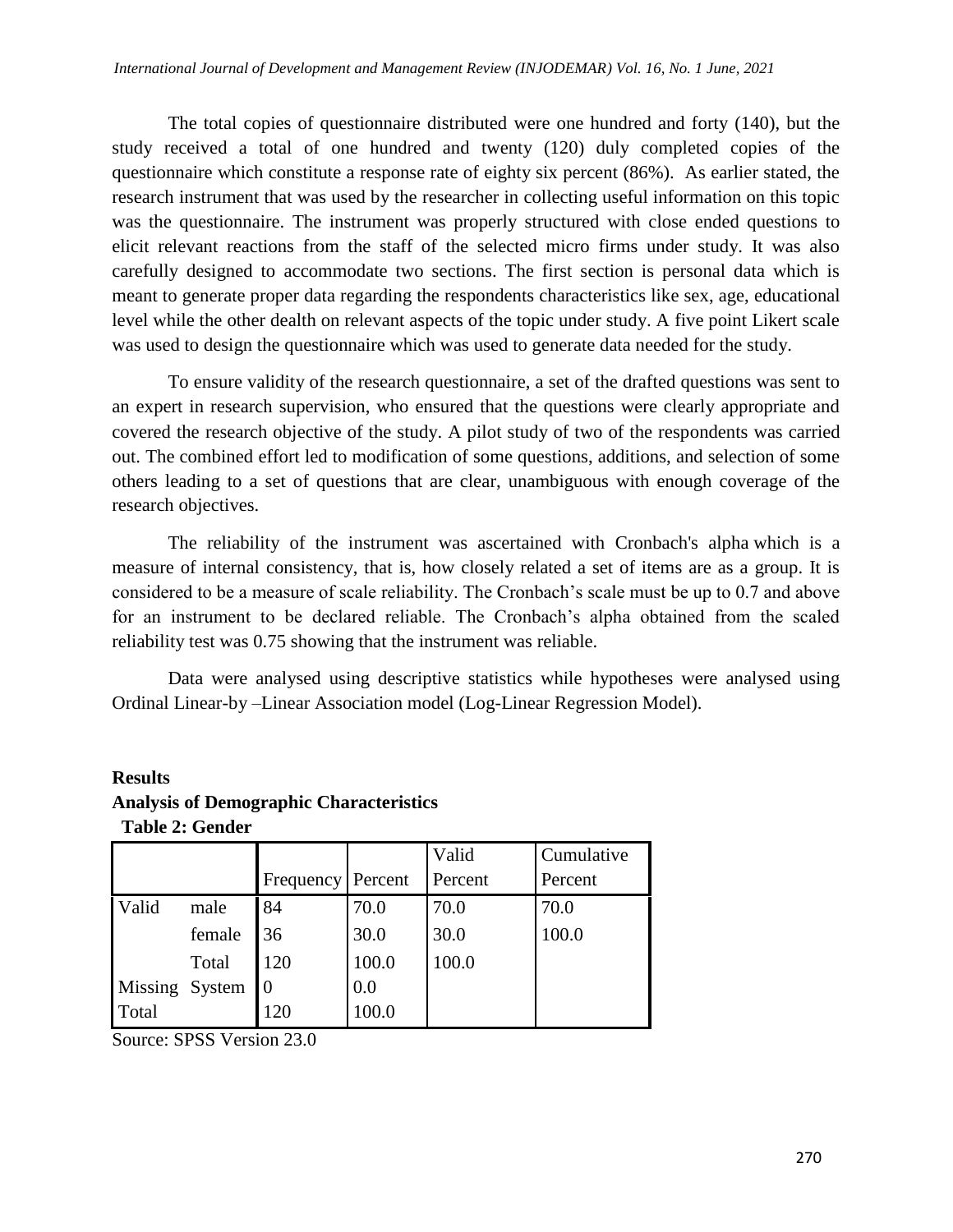The total copies of questionnaire distributed were one hundred and forty (140), but the study received a total of one hundred and twenty (120) duly completed copies of the questionnaire which constitute a response rate of eighty six percent (86%). As earlier stated, the research instrument that was used by the researcher in collecting useful information on this topic was the questionnaire. The instrument was properly structured with close ended questions to elicit relevant reactions from the staff of the selected micro firms under study. It was also carefully designed to accommodate two sections. The first section is personal data which is meant to generate proper data regarding the respondents characteristics like sex, age, educational level while the other dealth on relevant aspects of the topic under study. A five point Likert scale was used to design the questionnaire which was used to generate data needed for the study.

To ensure validity of the research questionnaire, a set of the drafted questions was sent to an expert in research supervision, who ensured that the questions were clearly appropriate and covered the research objective of the study. A pilot study of two of the respondents was carried out. The combined effort led to modification of some questions, additions, and selection of some others leading to a set of questions that are clear, unambiguous with enough coverage of the research objectives.

The reliability of the instrument was ascertained with Cronbach's alpha which is a measure of internal consistency, that is, how closely related a set of items are as a group. It is considered to be a measure of scale reliability. The Cronbach's scale must be up to 0.7 and above for an instrument to be declared reliable. The Cronbach's alpha obtained from the scaled reliability test was 0.75 showing that the instrument was reliable.

Data were analysed using descriptive statistics while hypotheses were analysed using Ordinal Linear-by –Linear Association model (Log-Linear Regression Model).

## Results

### Analysis of Demographic Characteristics

**Table 2: Gender**

| | | Frequency | Percent | Valid Percent | Cumulative Percent |
|---|---|---|---|---|---|
| Valid | male | 84 | 70.0 | 70.0 | 70.0 |
| | female | 36 | 30.0 | 30.0 | 100.0 |
| | Total | 120 | 100.0 | 100.0 | |
| Missing | System | 0 | 0.0 | | |
| Total | | 120 | 100.0 | | |

Source: SPSS Version 23.0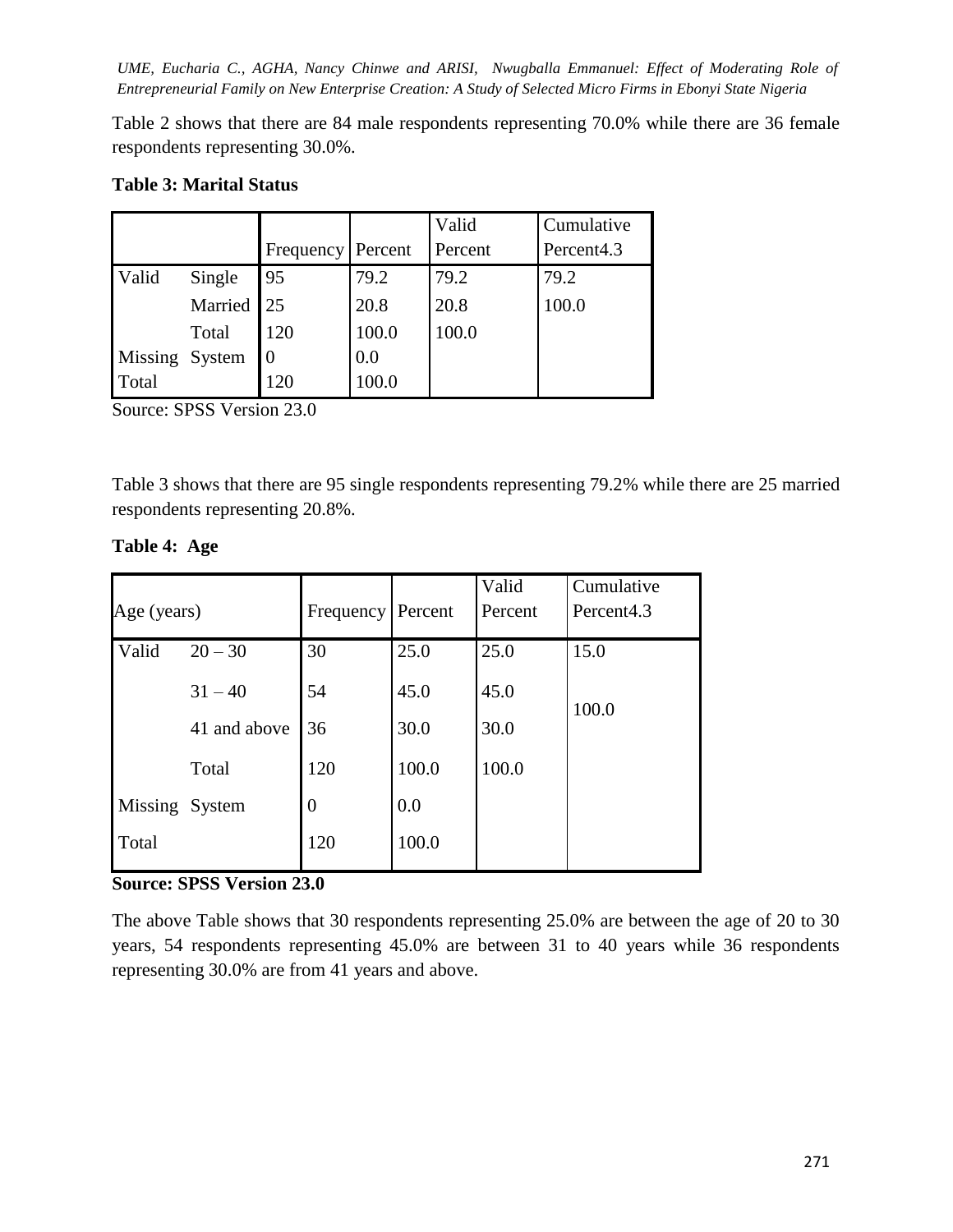Table 2 shows that there are 84 male respondents representing 70.0% while there are 36 female respondents representing 30.0%.

**Table 3: Marital Status**

| | | Frequency | Percent | Valid Percent | Cumulative Percent4.3 |
|---|---|---|---|---|---|
| Valid | Single | 95 | 79.2 | 79.2 | 79.2 |
| | Married | 25 | 20.8 | 20.8 | 100.0 |
| | Total | 120 | 100.0 | 100.0 | |
| Missing | System | 0 | 0.0 | | |
| Total | | 120 | 100.0 | | |

Source: SPSS Version 23.0

Table 3 shows that there are 95 single respondents representing 79.2% while there are 25 married respondents representing 20.8%.

**Table 4: Age**

| Age (years) | | Frequency | Percent | Valid Percent | Cumulative Percent4.3 |
|---|---|---|---|---|---|
| Valid | 20 – 30 | 30 | 25.0 | 25.0 | 15.0 |
| | 31 – 40 | 54 | 45.0 | 45.0 | 100.0 |
| | 41 and above | 36 | 30.0 | 30.0 | |
| | Total | 120 | 100.0 | 100.0 | |
| Missing | System | 0 | 0.0 | | |
| Total | | 120 | 100.0 | | |

**Source: SPSS Version 23.0**

The above Table shows that 30 respondents representing 25.0% are between the age of 20 to 30 years, 54 respondents representing 45.0% are between 31 to 40 years while 36 respondents representing 30.0% are from 41 years and above.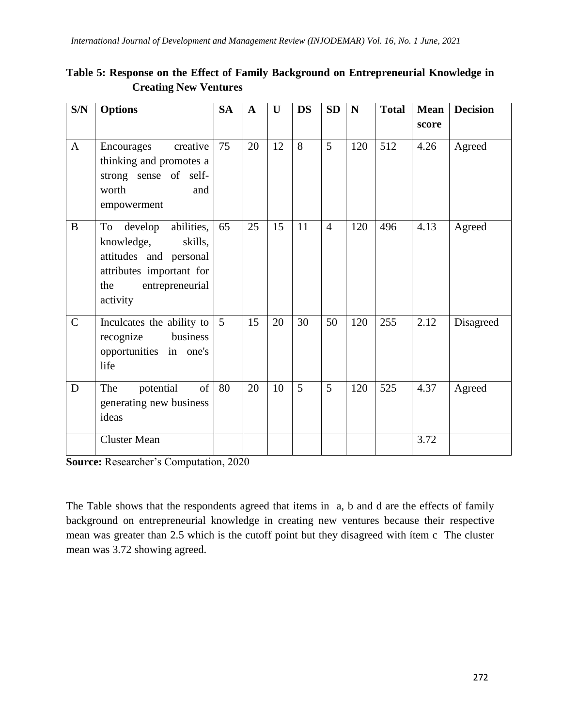**Table 5: Response on the Effect of Family Background on Entrepreneurial Knowledge in Creating New Ventures**

| S/N | Options | SA | A | U | DS | SD | N | Total | Mean score | Decision |
|---|---|---|---|---|---|---|---|---|---|---|
| A | Encourages creative thinking and promotes a strong sense of self-worth and empowerment | 75 | 20 | 12 | 8 | 5 | 120 | 512 | 4.26 | Agreed |
| B | To develop abilities, knowledge, skills, attitudes and personal attributes important for the entrepreneurial activity | 65 | 25 | 15 | 11 | 4 | 120 | 496 | 4.13 | Agreed |
| C | Inculcates the ability to recognize business opportunities in one's life | 5 | 15 | 20 | 30 | 50 | 120 | 255 | 2.12 | Disagreed |
| D | The potential of generating new business ideas | 80 | 20 | 10 | 5 | 5 | 120 | 525 | 4.37 | Agreed |
| | Cluster Mean | | | | | | | | 3.72 | |

**Source:** Researcher's Computation, 2020

The Table shows that the respondents agreed that items in a, b and d are the effects of family background on entrepreneurial knowledge in creating new ventures because their respective mean was greater than 2.5 which is the cutoff point but they disagreed with ítem c The cluster mean was 3.72 showing agreed.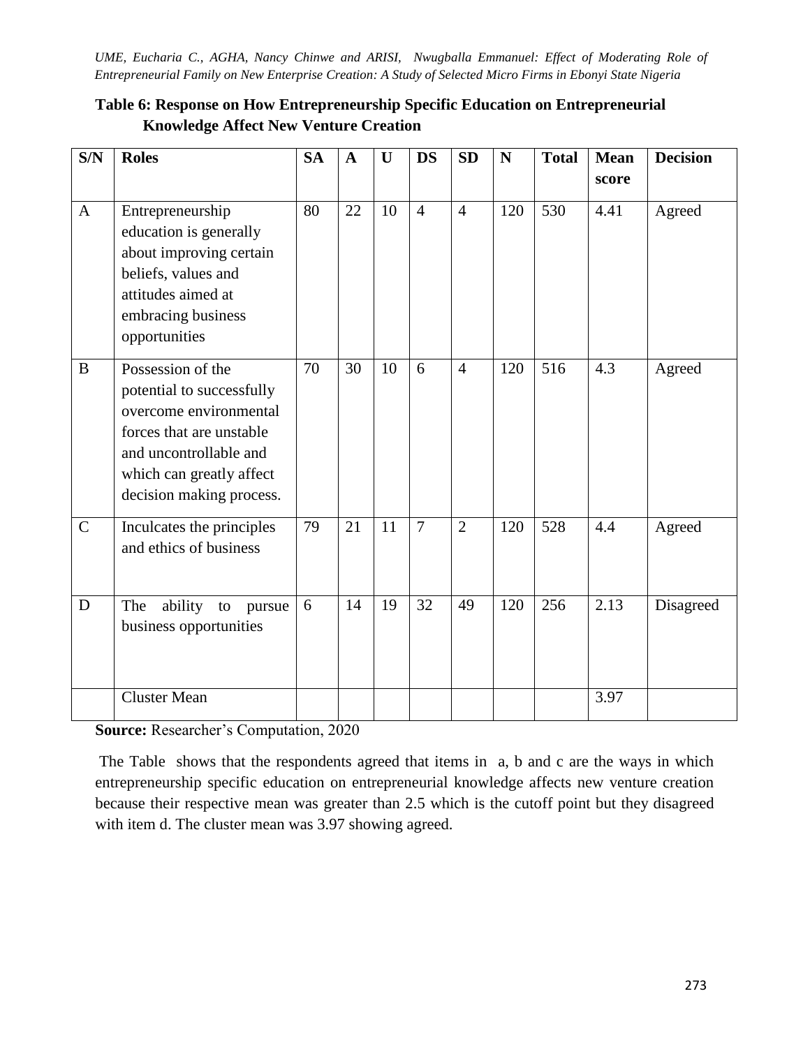**Table 6: Response on How Entrepreneurship Specific Education on Entrepreneurial Knowledge Affect New Venture Creation**

| S/N | Roles | SA | A | U | DS | SD | N | Total | Mean score | Decision |
|---|---|---|---|---|---|---|---|---|---|---|
| A | Entrepreneurship education is generally about improving certain beliefs, values and attitudes aimed at embracing business opportunities | 80 | 22 | 10 | 4 | 4 | 120 | 530 | 4.41 | Agreed |
| B | Possession of the potential to successfully overcome environmental forces that are unstable and uncontrollable and which can greatly affect decision making process. | 70 | 30 | 10 | 6 | 4 | 120 | 516 | 4.3 | Agreed |
| C | Inculcates the principles and ethics of business | 79 | 21 | 11 | 7 | 2 | 120 | 528 | 4.4 | Agreed |
| D | The ability to pursue business opportunities | 6 | 14 | 19 | 32 | 49 | 120 | 256 | 2.13 | Disagreed |
| | Cluster Mean | | | | | | | | 3.97 | |

**Source:** Researcher's Computation, 2020

The Table shows that the respondents agreed that items in a, b and c are the ways in which entrepreneurship specific education on entrepreneurial knowledge affects new venture creation because their respective mean was greater than 2.5 which is the cutoff point but they disagreed with item d. The cluster mean was 3.97 showing agreed.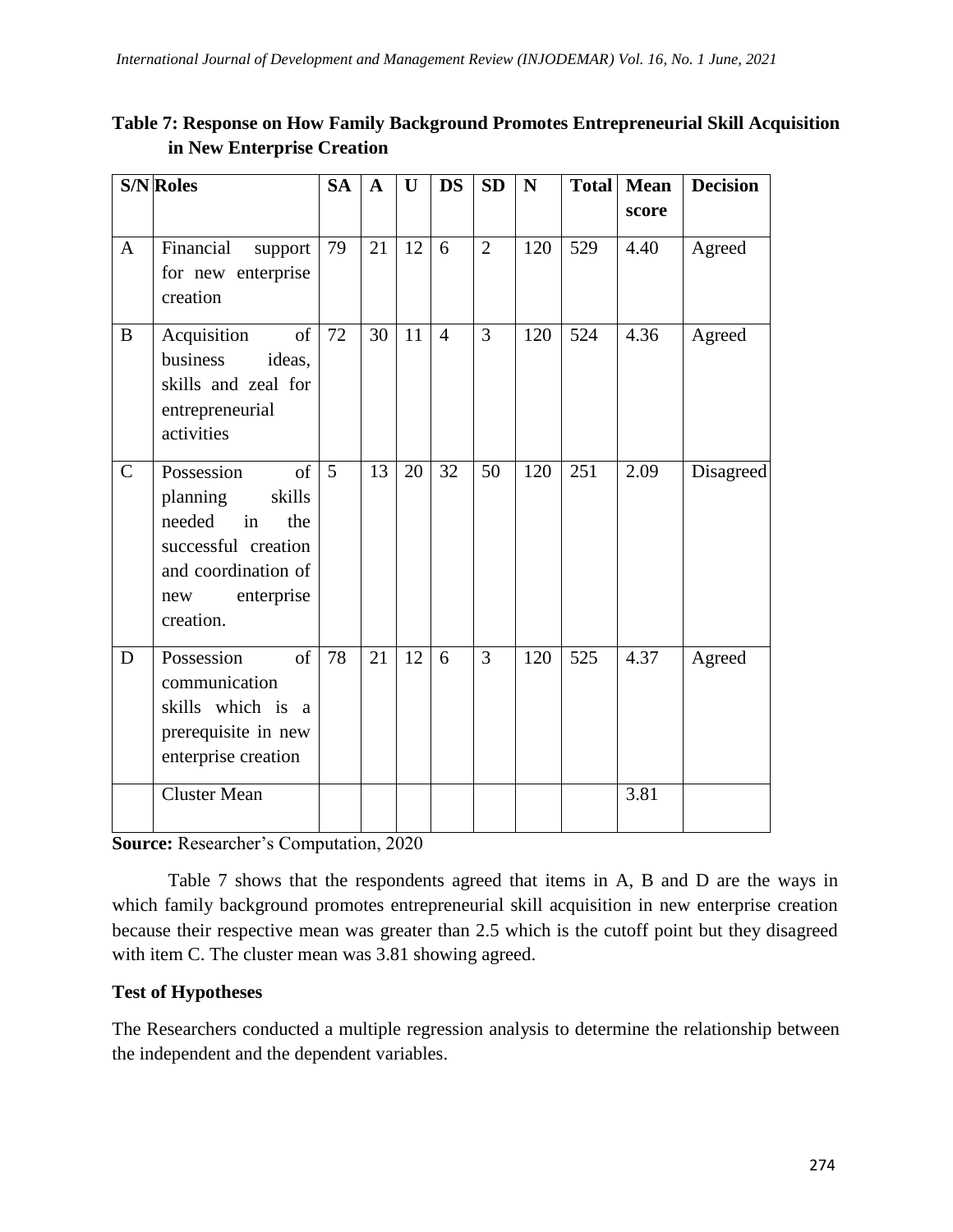**Table 7: Response on How Family Background Promotes Entrepreneurial Skill Acquisition in New Enterprise Creation**

| S/N | Roles | SA | A | U | DS | SD | N | Total | Mean score | Decision |
|---|---|---|---|---|---|---|---|---|---|---|
| A | Financial support for new enterprise creation | 79 | 21 | 12 | 6 | 2 | 120 | 529 | 4.40 | Agreed |
| B | Acquisition of business ideas, skills and zeal for entrepreneurial activities | 72 | 30 | 11 | 4 | 3 | 120 | 524 | 4.36 | Agreed |
| C | Possession of planning skills needed in the successful creation and coordination of new enterprise creation. | 5 | 13 | 20 | 32 | 50 | 120 | 251 | 2.09 | Disagreed |
| D | Possession of communication skills which is a prerequisite in new enterprise creation | 78 | 21 | 12 | 6 | 3 | 120 | 525 | 4.37 | Agreed |
| | Cluster Mean | | | | | | | | 3.81 | |

**Source:** Researcher's Computation, 2020

Table 7 shows that the respondents agreed that items in A, B and D are the ways in which family background promotes entrepreneurial skill acquisition in new enterprise creation because their respective mean was greater than 2.5 which is the cutoff point but they disagreed with item C. The cluster mean was 3.81 showing agreed.

**Test of Hypotheses**

The Researchers conducted a multiple regression analysis to determine the relationship between the independent and the dependent variables.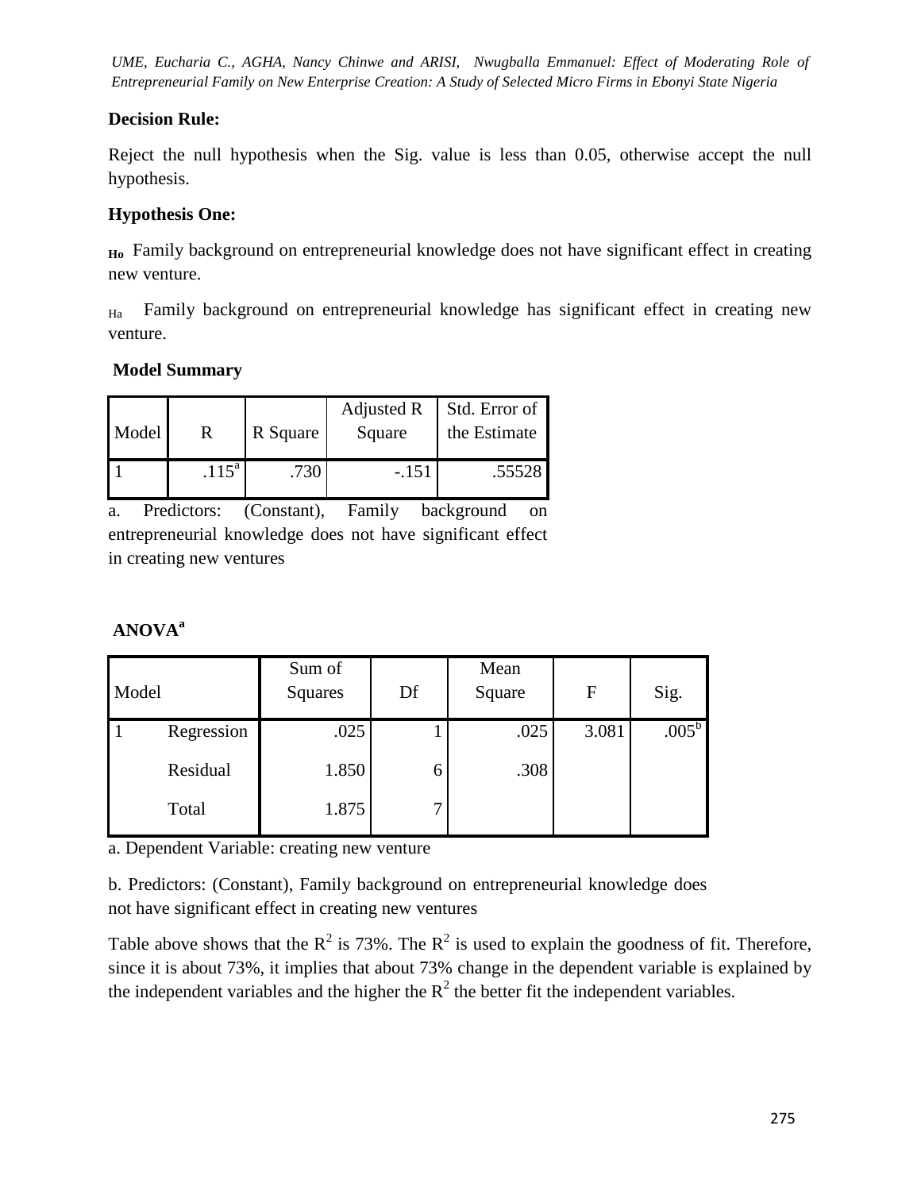**Decision Rule:**

Reject the null hypothesis when the Sig. value is less than 0.05, otherwise accept the null hypothesis.

**Hypothesis One:**

$H_o$ Family background on entrepreneurial knowledge does not have significant effect in creating new venture.

$H_a$ Family background on entrepreneurial knowledge has significant effect in creating new venture.

**Model Summary**

| Model | R | R Square | Adjusted R Square | Std. Error of the Estimate |
|---|---|---|---|---|
| 1 | .115[a] | .730 | -.151 | .55528 |

a. Predictors: (Constant), Family background on entrepreneurial knowledge does not have significant effect in creating new ventures

**ANOVA[a]**

| Model | | Sum of Squares | Df | Mean Square | F | Sig. |
|---|---|---|---|---|---|---|
| 1 | Regression | .025 | 1 | .025 | 3.081 | .005[b] |
| | Residual | 1.850 | 6 | .308 | | |
| | Total | 1.875 | 7 | | | |

a. Dependent Variable: creating new venture

b. Predictors: (Constant), Family background on entrepreneurial knowledge does not have significant effect in creating new ventures

Table above shows that the $R^2$ is 73%. The $R^2$ is used to explain the goodness of fit. Therefore, since it is about 73%, it implies that about 73% change in the dependent variable is explained by the independent variables and the higher the $R^2$ the better fit the independent variables.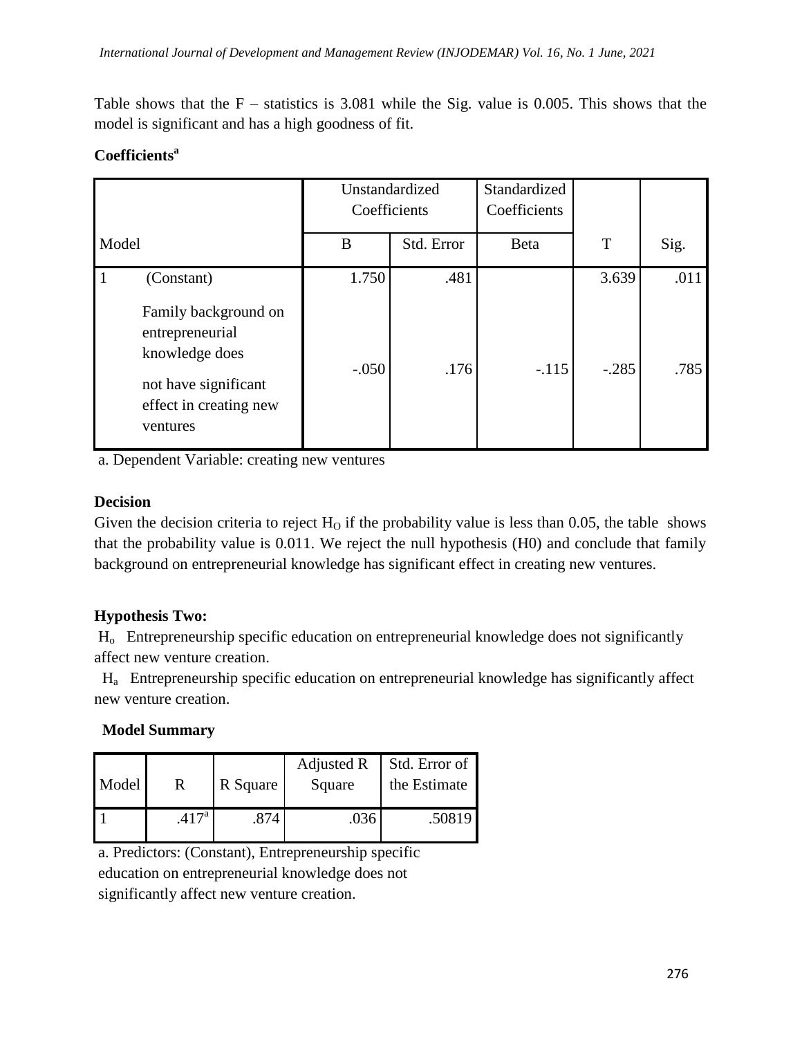Table shows that the F – statistics is 3.081 while the Sig. value is 0.005. This shows that the model is significant and has a high goodness of fit.

**Coefficients[a]**

| Model | | Unstandardized Coefficients | | Standardized Coefficients | | |
|---|---|---|---|---|---|---|
| | | B | Std. Error | Beta | T | Sig. |
| 1 | (Constant) | 1.750 | .481 | | 3.639 | .011 |
| | Family background on entrepreneurial knowledge does not have significant effect in creating new ventures | -.050 | .176 | -.115 | -.285 | .785 |

a. Dependent Variable: creating new ventures

**Decision**

Given the decision criteria to reject $H_O$ if the probability value is less than 0.05, the table shows that the probability value is 0.011. We reject the null hypothesis (H0) and conclude that family background on entrepreneurial knowledge has significant effect in creating new ventures.

**Hypothesis Two:**

$H_o$ Entrepreneurship specific education on entrepreneurial knowledge does not significantly affect new venture creation.

$H_a$ Entrepreneurship specific education on entrepreneurial knowledge has significantly affect new venture creation.

**Model Summary**

| Model | R | R Square | Adjusted R Square | Std. Error of the Estimate |
|---|---|---|---|---|
| 1 | .417[a] | .874 | .036 | .50819 |

a. Predictors: (Constant), Entrepreneurship specific education on entrepreneurial knowledge does not significantly affect new venture creation.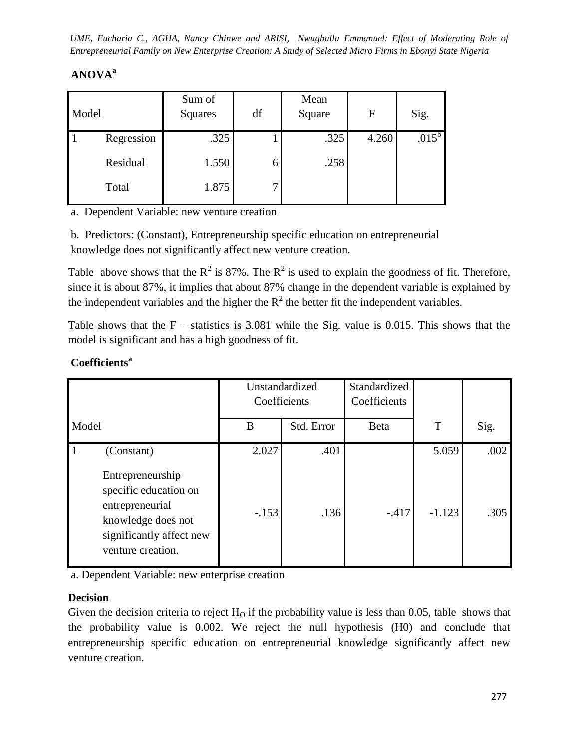**ANOVA[a]**

| Model | | Sum of Squares | df | Mean Square | F | Sig. |
|---|---|---|---|---|---|---|
| 1 | Regression | .325 | 1 | .325 | 4.260 | .015[b] |
| | Residual | 1.550 | 6 | .258 | | |
| | Total | 1.875 | 7 | | | |

a. Dependent Variable: new venture creation

b. Predictors: (Constant), Entrepreneurship specific education on entrepreneurial knowledge does not significantly affect new venture creation.

Table above shows that the $R^2$ is 87%. The $R^2$ is used to explain the goodness of fit. Therefore, since it is about 87%, it implies that about 87% change in the dependent variable is explained by the independent variables and the higher the $R^2$ the better fit the independent variables.

Table shows that the F – statistics is 3.081 while the Sig. value is 0.015. This shows that the model is significant and has a high goodness of fit.

**Coefficients[a]**

| Model | | Unstandardized Coefficients | | Standardized Coefficients | | |
|---|---|---|---|---|---|---|
| | | B | Std. Error | Beta | T | Sig. |
| 1 | (Constant) | 2.027 | .401 | | 5.059 | .002 |
| | Entrepreneurship specific education on entrepreneurial knowledge does not significantly affect new venture creation. | -.153 | .136 | -.417 | -1.123 | .305 |

a. Dependent Variable: new enterprise creation

**Decision**

Given the decision criteria to reject $H_O$ if the probability value is less than 0.05, table shows that the probability value is 0.002. We reject the null hypothesis (H0) and conclude that entrepreneurship specific education on entrepreneurial knowledge significantly affect new venture creation.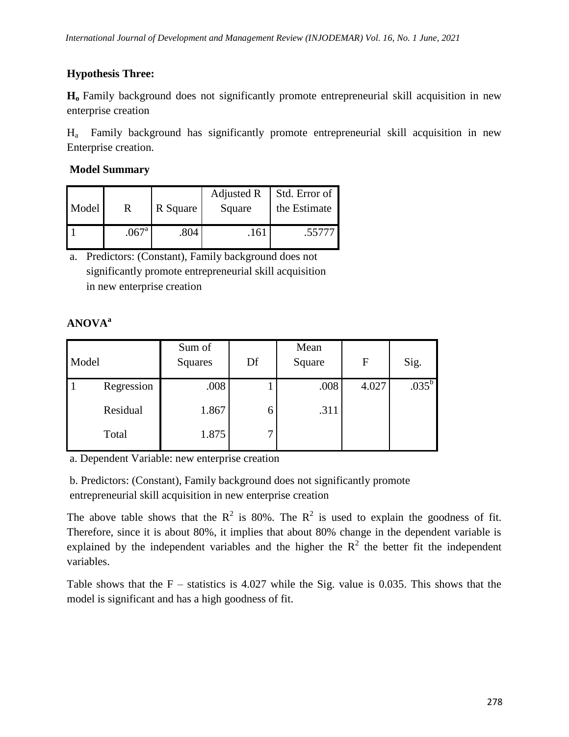**Hypothesis Three:**

**$H_o$** Family background does not significantly promote entrepreneurial skill acquisition in new enterprise creation

$H_a$ Family background has significantly promote entrepreneurial skill acquisition in new Enterprise creation.

**Model Summary**

| Model | R | R Square | Adjusted R Square | Std. Error of the Estimate |
|---|---|---|---|---|
| 1 | .067[a] | .804 | .161 | .55777 |

a. Predictors: (Constant), Family background does not significantly promote entrepreneurial skill acquisition in new enterprise creation

**ANOVA[a]**

| Model | | Sum of Squares | Df | Mean Square | F | Sig. |
|---|---|---|---|---|---|---|
| 1 | Regression | .008 | 1 | .008 | 4.027 | .035[b] |
| | Residual | 1.867 | 6 | .311 | | |
| | Total | 1.875 | 7 | | | |

a. Dependent Variable: new enterprise creation

b. Predictors: (Constant), Family background does not significantly promote entrepreneurial skill acquisition in new enterprise creation

The above table shows that the $R^2$ is 80%. The $R^2$ is used to explain the goodness of fit. Therefore, since it is about 80%, it implies that about 80% change in the dependent variable is explained by the independent variables and the higher the $R^2$ the better fit the independent variables.

Table shows that the F – statistics is 4.027 while the Sig. value is 0.035. This shows that the model is significant and has a high goodness of fit.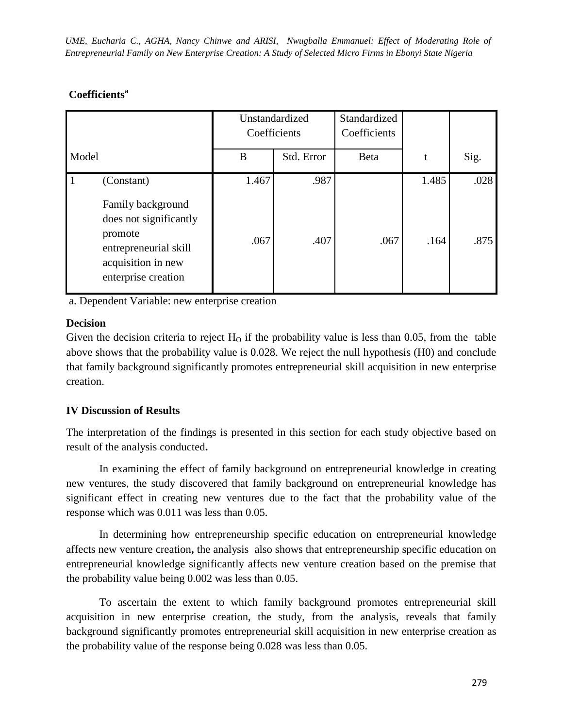**Coefficients[a]**

| Model | | Unstandardized Coefficients | | Standardized Coefficients | t | Sig. |
|---|---|---|---|---|---|---|
| | | B | Std. Error | Beta | | |
| 1 | (Constant) | 1.467 | .987 | | 1.485 | .028 |
| | Family background does not significantly promote entrepreneurial skill acquisition in new enterprise creation | .067 | .407 | .067 | .164 | .875 |

a. Dependent Variable: new enterprise creation

**Decision**

Given the decision criteria to reject $H_O$ if the probability value is less than 0.05, from the table above shows that the probability value is 0.028. We reject the null hypothesis (H0) and conclude that family background significantly promotes entrepreneurial skill acquisition in new enterprise creation.

## IV Discussion of Results

The interpretation of the findings is presented in this section for each study objective based on result of the analysis conducted**.**

In examining the effect of family background on entrepreneurial knowledge in creating new ventures, the study discovered that family background on entrepreneurial knowledge has significant effect in creating new ventures due to the fact that the probability value of the response which was 0.011 was less than 0.05.

In determining how entrepreneurship specific education on entrepreneurial knowledge affects new venture creation**,** the analysis also shows that entrepreneurship specific education on entrepreneurial knowledge significantly affects new venture creation based on the premise that the probability value being 0.002 was less than 0.05.

To ascertain the extent to which family background promotes entrepreneurial skill acquisition in new enterprise creation, the study, from the analysis, reveals that family background significantly promotes entrepreneurial skill acquisition in new enterprise creation as the probability value of the response being 0.028 was less than 0.05.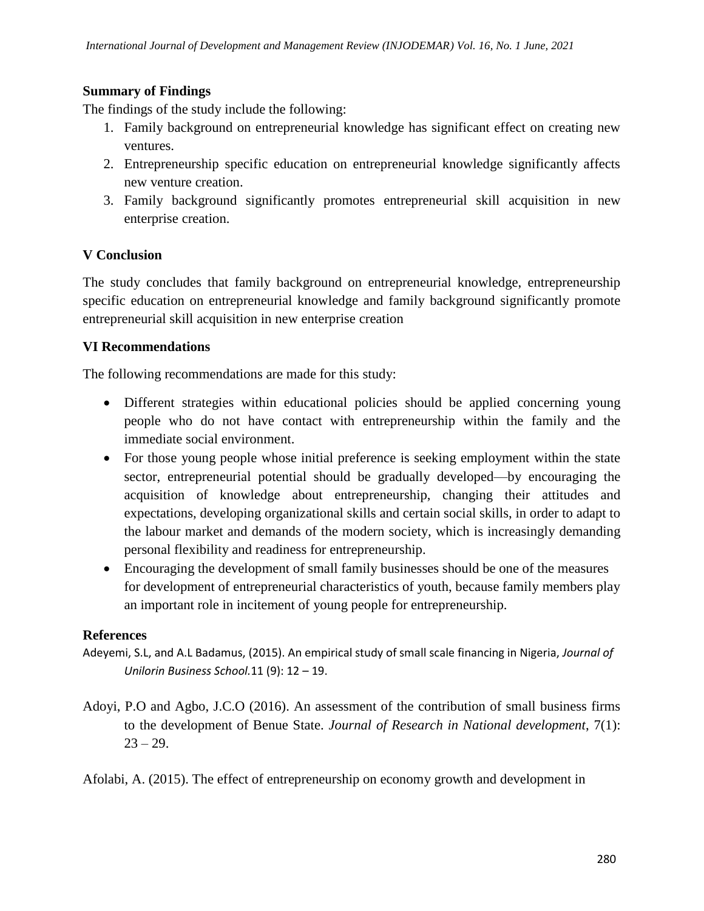## Summary of Findings

The findings of the study include the following:

1. Family background on entrepreneurial knowledge has significant effect on creating new ventures.
2. Entrepreneurship specific education on entrepreneurial knowledge significantly affects new venture creation.
3. Family background significantly promotes entrepreneurial skill acquisition in new enterprise creation.

## V Conclusion

The study concludes that family background on entrepreneurial knowledge, entrepreneurship specific education on entrepreneurial knowledge and family background significantly promote entrepreneurial skill acquisition in new enterprise creation

## VI Recommendations

The following recommendations are made for this study:

- Different strategies within educational policies should be applied concerning young people who do not have contact with entrepreneurship within the family and the immediate social environment.
- For those young people whose initial preference is seeking employment within the state sector, entrepreneurial potential should be gradually developed—by encouraging the acquisition of knowledge about entrepreneurship, changing their attitudes and expectations, developing organizational skills and certain social skills, in order to adapt to the labour market and demands of the modern society, which is increasingly demanding personal flexibility and readiness for entrepreneurship.
- Encouraging the development of small family businesses should be one of the measures for development of entrepreneurial characteristics of youth, because family members play an important role in incitement of young people for entrepreneurship.

## References

Adeyemi, S.L, and A.L Badamus, (2015). An empirical study of small scale financing in Nigeria, *Journal of Unilorin Business School.*11 (9): 12 – 19.

Adoyi, P.O and Agbo, J.C.O (2016). An assessment of the contribution of small business firms to the development of Benue State. *Journal of Research in National development*, 7(1): 23 – 29.

Afolabi, A. (2015). The effect of entrepreneurship on economy growth and development in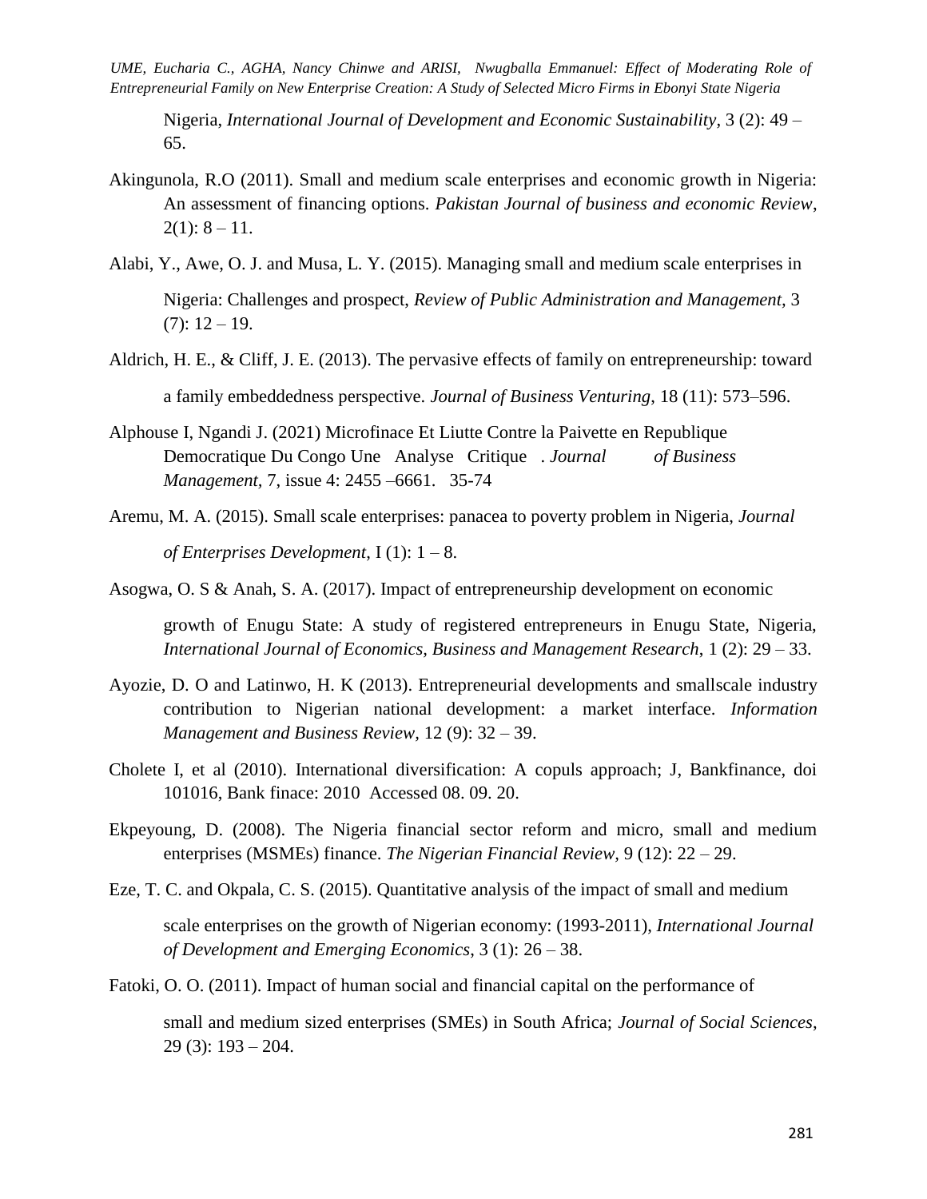Nigeria, *International Journal of Development and Economic Sustainability*, 3 (2): 49 – 65.

Akingunola, R.O (2011). Small and medium scale enterprises and economic growth in Nigeria: An assessment of financing options. *Pakistan Journal of business and economic Review*, 2(1): 8 – 11.

Alabi, Y., Awe, O. J. and Musa, L. Y. (2015). Managing small and medium scale enterprises in Nigeria: Challenges and prospect, *Review of Public Administration and Management*, 3 (7): 12 – 19.

Aldrich, H. E., & Cliff, J. E. (2013). The pervasive effects of family on entrepreneurship: toward a family embeddedness perspective. *Journal of Business Venturing*, 18 (11): 573–596.

Alphouse I, Ngandi J. (2021) Microfinace Et Liutte Contre la Paivette en Republique Democratique Du Congo Une Analyse Critique . *Journal of Business Management*, 7, issue 4: 2455 –6661. 35-74

Aremu, M. A. (2015). Small scale enterprises: panacea to poverty problem in Nigeria, *Journal of Enterprises Development*, I (1): 1 – 8.

Asogwa, O. S & Anah, S. A. (2017). Impact of entrepreneurship development on economic growth of Enugu State: A study of registered entrepreneurs in Enugu State, Nigeria, *International Journal of Economics, Business and Management Research*, 1 (2): 29 – 33.

Ayozie, D. O and Latinwo, H. K (2013). Entrepreneurial developments and smallscale industry contribution to Nigerian national development: a market interface. *Information Management and Business Review*, 12 (9): 32 – 39.

Cholete I, et al (2010). International diversification: A copuls approach; J, Bankfinance, doi 101016, Bank finace: 2010 Accessed 08. 09. 20.

Ekpeyoung, D. (2008). The Nigeria financial sector reform and micro, small and medium enterprises (MSMEs) finance. *The Nigerian Financial Review*, 9 (12): 22 – 29.

Eze, T. C. and Okpala, C. S. (2015). Quantitative analysis of the impact of small and medium scale enterprises on the growth of Nigerian economy: (1993-2011), *International Journal of Development and Emerging Economics*, 3 (1): 26 – 38.

Fatoki, O. O. (2011). Impact of human social and financial capital on the performance of small and medium sized enterprises (SMEs) in South Africa; *Journal of Social Sciences*, 29 (3): 193 – 204.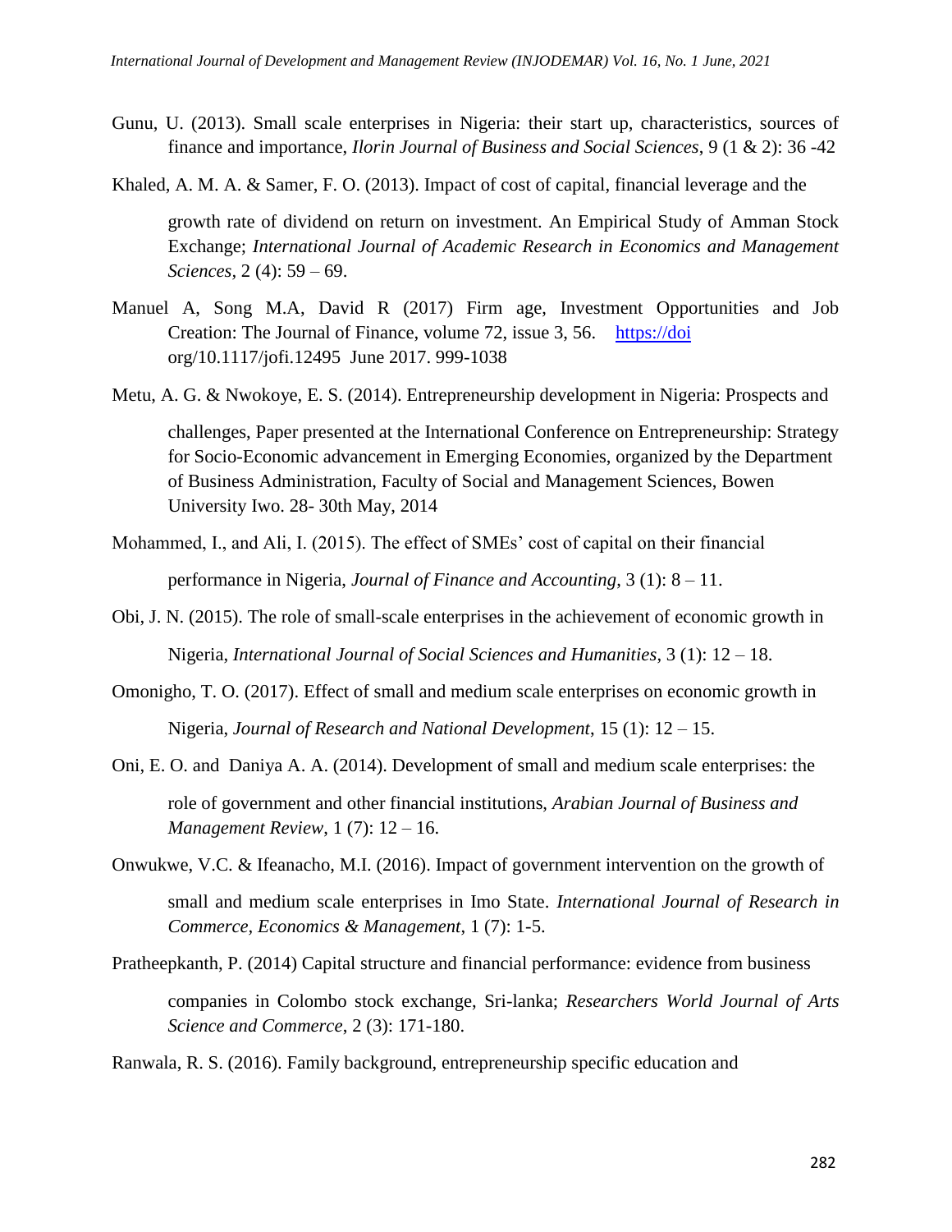Gunu, U. (2013). Small scale enterprises in Nigeria: their start up, characteristics, sources of finance and importance, *Ilorin Journal of Business and Social Sciences*, 9 (1 & 2): 36 -42

Khaled, A. M. A. & Samer, F. O. (2013). Impact of cost of capital, financial leverage and the growth rate of dividend on return on investment. An Empirical Study of Amman Stock Exchange; *International Journal of Academic Research in Economics and Management Sciences,* 2 (4): 59 – 69.

Manuel A, Song M.A, David R (2017) Firm age, Investment Opportunities and Job Creation: The Journal of Finance, volume 72, issue 3, 56. https://doi org/10.1117/jofi.12495 June 2017. 999-1038

Metu, A. G. & Nwokoye, E. S. (2014). Entrepreneurship development in Nigeria: Prospects and challenges, Paper presented at the International Conference on Entrepreneurship: Strategy for Socio-Economic advancement in Emerging Economies, organized by the Department of Business Administration, Faculty of Social and Management Sciences, Bowen University Iwo. 28- 30th May, 2014

Mohammed, I., and Ali, I. (2015). The effect of SMEs' cost of capital on their financial performance in Nigeria, *Journal of Finance and Accounting*, 3 (1): 8 – 11.

Obi, J. N. (2015). The role of small-scale enterprises in the achievement of economic growth in Nigeria, *International Journal of Social Sciences and Humanities*, 3 (1): 12 – 18.

Omonigho, T. O. (2017). Effect of small and medium scale enterprises on economic growth in Nigeria, *Journal of Research and National Development*, 15 (1): 12 – 15.

Oni, E. O. and Daniya A. A. (2014). Development of small and medium scale enterprises: the role of government and other financial institutions, *Arabian Journal of Business and Management Review*, 1 (7): 12 – 16.

Onwukwe, V.C. & Ifeanacho, M.I. (2016). Impact of government intervention on the growth of small and medium scale enterprises in Imo State. *International Journal of Research in Commerce, Economics & Management*, 1 (7): 1-5.

Pratheepkanth, P. (2014) Capital structure and financial performance: evidence from business companies in Colombo stock exchange, Sri-lanka; *Researchers World Journal of Arts Science and Commerce*, 2 (3): 171-180.

Ranwala, R. S. (2016). Family background, entrepreneurship specific education and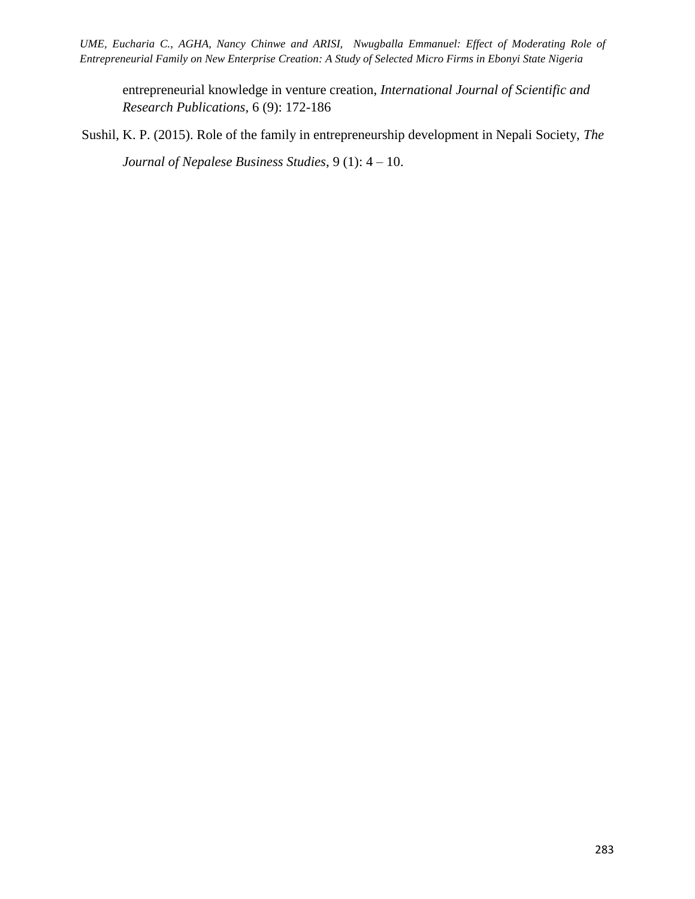entrepreneurial knowledge in venture creation, *International Journal of Scientific and Research Publications*, 6 (9): 172-186

Sushil, K. P. (2015). Role of the family in entrepreneurship development in Nepali Society, *The Journal of Nepalese Business Studies*, 9 (1): 4 – 10.